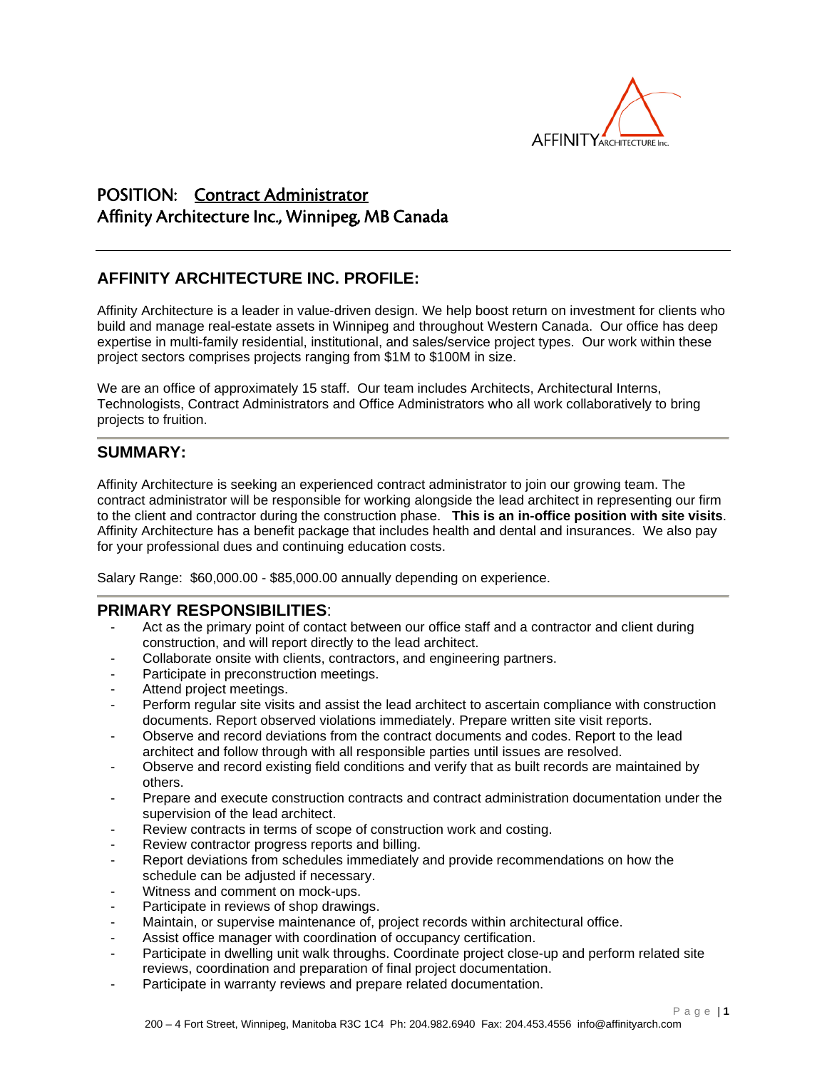# POSITION: Contract Administrator

## Affinity Architecture Inc., Winnipeg, MB Canada

---

## AFFINITY ARCHITECTURE INC. PROFILE:

Affinity Architecture is a leader in value-driven design. We help boost return on investment for clients who build and manage real-estate assets in Winnipeg and throughout Western Canada. Our office has deep expertise in multi-family residential, institutional, and sales/service project types. Our work within these project sectors comprises projects ranging from $1M to $100M in size.

We are an office of approximately 15 staff. Our team includes Architects, Architectural Interns, Technologists, Contract Administrators and Office Administrators who all work collaboratively to bring projects to fruition.

## SUMMARY:

Affinity Architecture is seeking an experienced contract administrator to join our growing team. The contract administrator will be responsible for working alongside the lead architect in representing our firm to the client and contractor during the construction phase. **This is an in-office position with site visits**. Affinity Architecture has a benefit package that includes health and dental and insurances. We also pay for your professional dues and continuing education costs.

Salary Range: $60,000.00 - $85,000.00 annually depending on experience.

## PRIMARY RESPONSIBILITIES:

- Act as the primary point of contact between our office staff and a contractor and client during construction, and will report directly to the lead architect.
- Collaborate onsite with clients, contractors, and engineering partners.
- Participate in preconstruction meetings.
- Attend project meetings.
- Perform regular site visits and assist the lead architect to ascertain compliance with construction documents. Report observed violations immediately. Prepare written site visit reports.
- Observe and record deviations from the contract documents and codes. Report to the lead architect and follow through with all responsible parties until issues are resolved.
- Observe and record existing field conditions and verify that as built records are maintained by others.
- Prepare and execute construction contracts and contract administration documentation under the supervision of the lead architect.
- Review contracts in terms of scope of construction work and costing.
- Review contractor progress reports and billing.
- Report deviations from schedules immediately and provide recommendations on how the schedule can be adjusted if necessary.
- Witness and comment on mock-ups.
- Participate in reviews of shop drawings.
- Maintain, or supervise maintenance of, project records within architectural office.
- Assist office manager with coordination of occupancy certification.
- Participate in dwelling unit walk throughs. Coordinate project close-up and perform related site reviews, coordination and preparation of final project documentation.
- Participate in warranty reviews and prepare related documentation.

200 – 4 Fort Street, Winnipeg, Manitoba R3C 1C4 Ph: 204.982.6940 Fax: 204.453.4556 info@affinityarch.com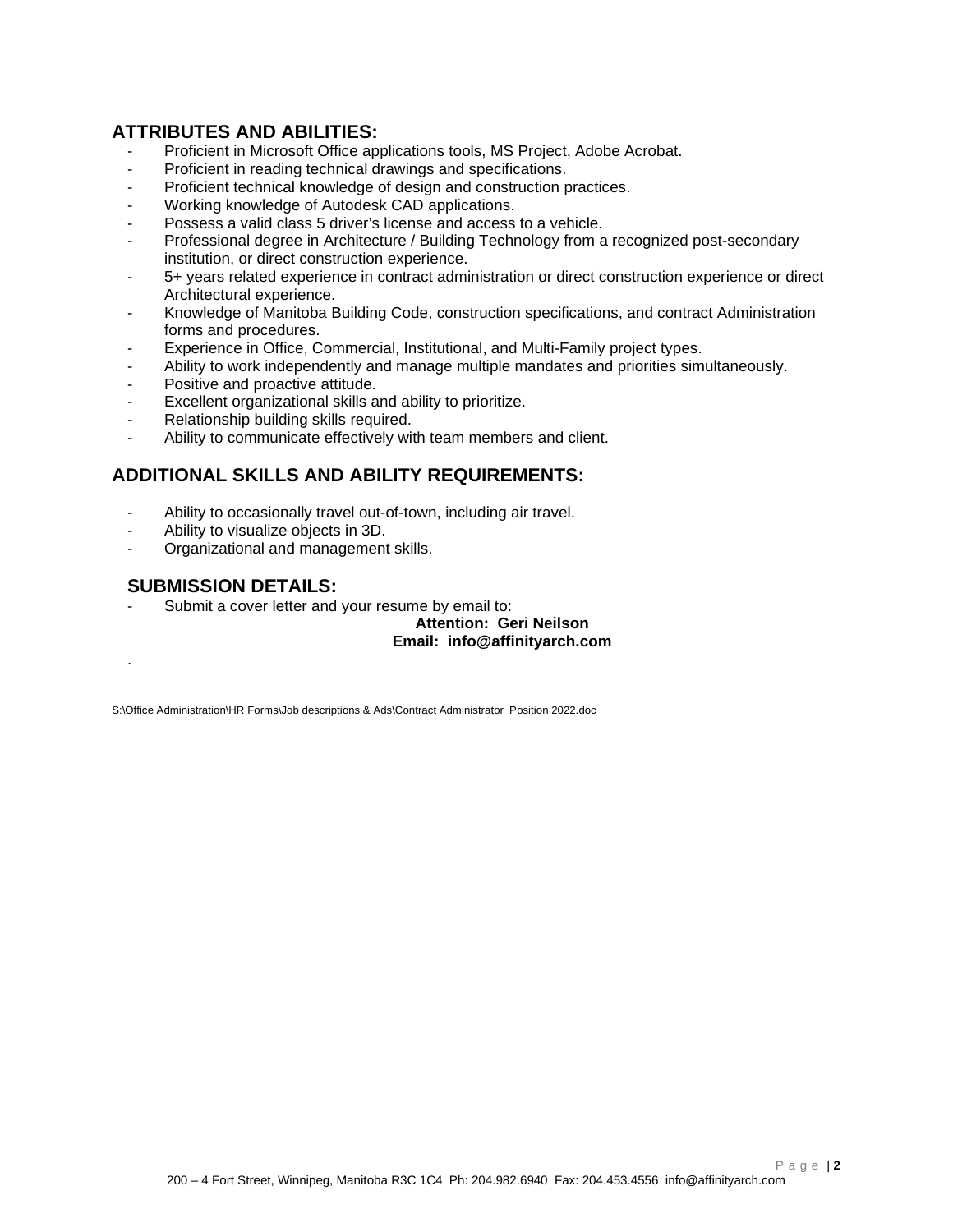## ATTRIBUTES AND ABILITIES:

- Proficient in Microsoft Office applications tools, MS Project, Adobe Acrobat.
- Proficient in reading technical drawings and specifications.
- Proficient technical knowledge of design and construction practices.
- Working knowledge of Autodesk CAD applications.
- Possess a valid class 5 driver's license and access to a vehicle.
- Professional degree in Architecture / Building Technology from a recognized post-secondary institution, or direct construction experience.
- 5+ years related experience in contract administration or direct construction experience or direct Architectural experience.
- Knowledge of Manitoba Building Code, construction specifications, and contract Administration forms and procedures.
- Experience in Office, Commercial, Institutional, and Multi-Family project types.
- Ability to work independently and manage multiple mandates and priorities simultaneously.
- Positive and proactive attitude.
- Excellent organizational skills and ability to prioritize.
- Relationship building skills required.
- Ability to communicate effectively with team members and client.

## ADDITIONAL SKILLS AND ABILITY REQUIREMENTS:

- Ability to occasionally travel out-of-town, including air travel.
- Ability to visualize objects in 3D.
- Organizational and management skills.

## SUBMISSION DETAILS:

- Submit a cover letter and your resume by email to:

**Attention: Geri Neilson**
**Email: info@affinityarch.com**

S:\Office Administration\HR Forms\Job descriptions & Ads\Contract Administrator Position 2022.doc